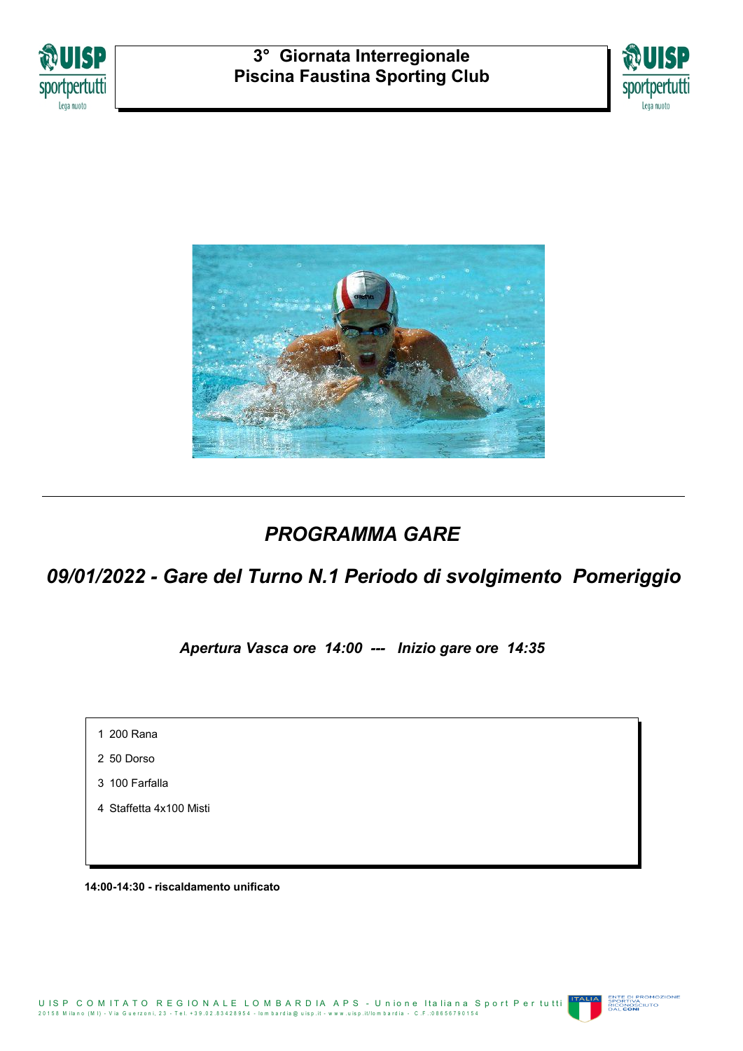# 3° Giornata Interregionale
# Piscina Faustina Sporting Club

## *PROGRAMMA GARE*

### *09/01/2022 - Gare del Turno N.1 Periodo di svolgimento Pomeriggio*

***Apertura Vasca ore 14:00 --- Inizio gare ore 14:35***

1 200 Rana

2 50 Dorso

3 100 Farfalla

4 Staffetta 4x100 Misti

**14:00-14:30 - riscaldamento unificato**

UISP COMITATO REGIONALE LOMBARDIA APS - Unione Italiana Sport Per tutti
20158 Milano (MI) - Via Guerzoni, 23 - Tel. +39.02.83428954 - lombardia@uisp.it - www.uisp.it/lombardia - C.F.:08656790154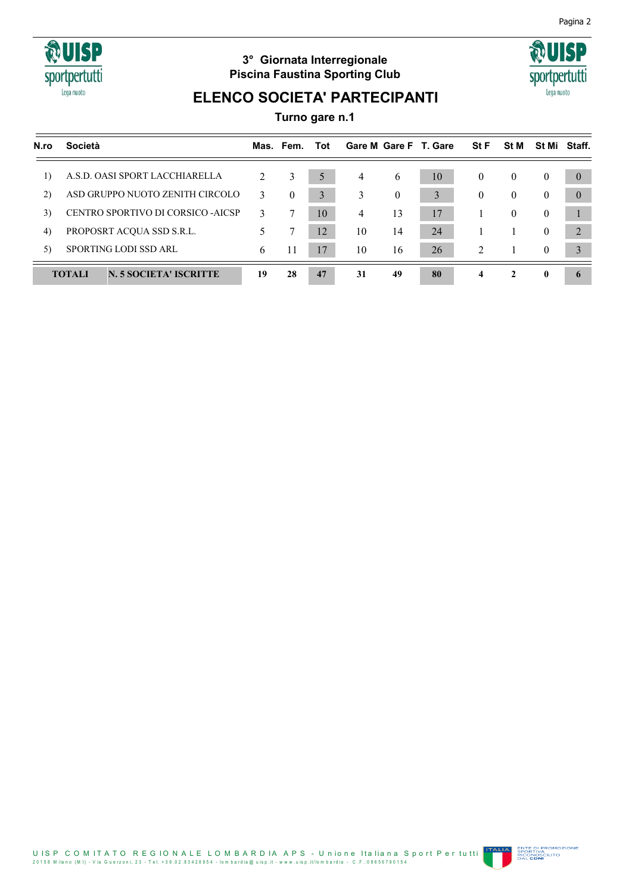3° Giornata Interregionale
Piscina Faustina Sporting Club

# ELENCO SOCIETA' PARTECIPANTI

**Turno gare n.1**

| N.ro | Società | Mas. | Fem. | Tot | Gare M | Gare F | T. Gare | St F | St M | St Mi | Staff. |
|---|---|---|---|---|---|---|---|---|---|---|---|
| 1) | A.S.D. OASI SPORT LACCHIARELLA | 2 | 3 | 5 | 4 | 6 | 10 | 0 | 0 | 0 | 0 |
| 2) | ASD GRUPPO NUOTO ZENITH CIRCOLO | 3 | 0 | 3 | 3 | 0 | 3 | 0 | 0 | 0 | 0 |
| 3) | CENTRO SPORTIVO DI CORSICO -AICSP | 3 | 7 | 10 | 4 | 13 | 17 | 1 | 0 | 0 | 1 |
| 4) | PROPOSRT ACQUA SSD S.R.L. | 5 | 7 | 12 | 10 | 14 | 24 | 1 | 1 | 0 | 2 |
| 5) | SPORTING LODI SSD ARL | 6 | 11 | 17 | 10 | 16 | 26 | 2 | 1 | 0 | 3 |
| **TOTALI** | **N. 5 SOCIETA' ISCRITTE** | **19** | **28** | **47** | **31** | **49** | **80** | **4** | **2** | **0** | **6** |

UISP COMITATO REGIONALE LOMBARDIA APS - Unione Italiana Sport Per tutti
20158 Milano (MI) - Via Guerzoni, 23 - Tel. +39.02.83428954 - lombardia@uisp.it - www.uisp.it/lombardia - C.F.:08656790154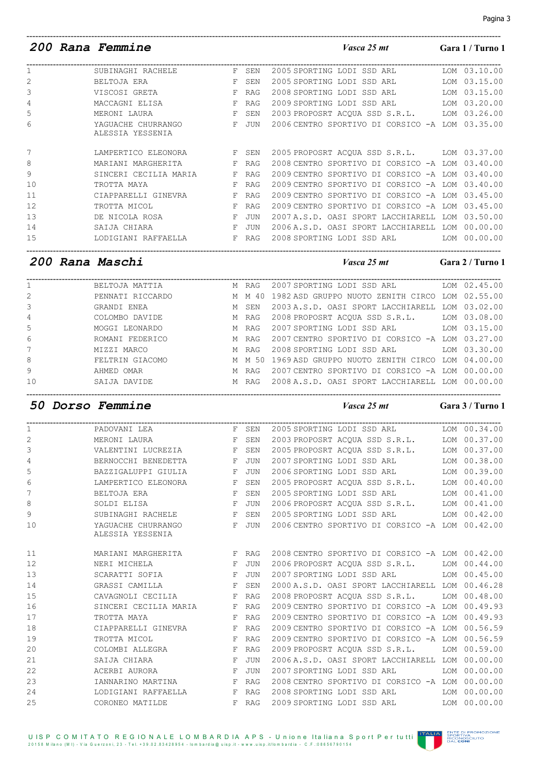## 200 Rana Femmine

*Vasca 25 mt* **Gara 1 / Turno 1**

| # | Nome | Sesso | Cat. | Anno | Società | Reg. | Tempo |
|---|---|---|---|---|---|---|---|
| 1 | SUBINAGHI RACHELE | F | SEN | 2005 | SPORTING LODI SSD ARL | LOM | 03.10.00 |
| 2 | BELTOJA ERA | F | SEN | 2005 | SPORTING LODI SSD ARL | LOM | 03.15.00 |
| 3 | VISCOSI GRETA | F | RAG | 2008 | SPORTING LODI SSD ARL | LOM | 03.15.00 |
| 4 | MACCAGNI ELISA | F | RAG | 2009 | SPORTING LODI SSD ARL | LOM | 03.20.00 |
| 5 | MERONI LAURA | F | SEN | 2003 | PROPOSRT ACQUA SSD S.R.L. | LOM | 03.26.00 |
| 6 | YAGUACHE CHURRANGO ALESSIA YESSENIA | F | JUN | 2006 | CENTRO SPORTIVO DI CORSICO -A | LOM | 03.35.00 |
| 7 | LAMPERTICO ELEONORA | F | SEN | 2005 | PROPOSRT ACQUA SSD S.R.L. | LOM | 03.37.00 |
| 8 | MARIANI MARGHERITA | F | RAG | 2008 | CENTRO SPORTIVO DI CORSICO -A | LOM | 03.40.00 |
| 9 | SINCERI CECILIA MARIA | F | RAG | 2009 | CENTRO SPORTIVO DI CORSICO -A | LOM | 03.40.00 |
| 10 | TROTTA MAYA | F | RAG | 2009 | CENTRO SPORTIVO DI CORSICO -A | LOM | 03.40.00 |
| 11 | CIAPPARELLI GINEVRA | F | RAG | 2009 | CENTRO SPORTIVO DI CORSICO -A | LOM | 03.45.00 |
| 12 | TROTTA MICOL | F | RAG | 2009 | CENTRO SPORTIVO DI CORSICO -A | LOM | 03.45.00 |
| 13 | DE NICOLA ROSA | F | JUN | 2007 | A.S.D. OASI SPORT LACCHIARELL | LOM | 03.50.00 |
| 14 | SAIJA CHIARA | F | JUN | 2006 | A.S.D. OASI SPORT LACCHIARELL | LOM | 00.00.00 |
| 15 | LODIGIANI RAFFAELLA | F | RAG | 2008 | SPORTING LODI SSD ARL | LOM | 00.00.00 |

## 200 Rana Maschi

*Vasca 25 mt* **Gara 2 / Turno 1**

| # | Nome | Sesso | Cat. | Anno | Società | Reg. | Tempo |
|---|---|---|---|---|---|---|---|
| 1 | BELTOJA MATTIA | M | RAG | 2007 | SPORTING LODI SSD ARL | LOM | 02.45.00 |
| 2 | PENNATI RICCARDO | M | M 40 | 1982 | ASD GRUPPO NUOTO ZENITH CIRCO | LOM | 02.55.00 |
| 3 | GRANDI ENEA | M | SEN | 2003 | A.S.D. OASI SPORT LACCHIARELL | LOM | 03.02.00 |
| 4 | COLOMBO DAVIDE | M | RAG | 2008 | PROPOSRT ACQUA SSD S.R.L. | LOM | 03.08.00 |
| 5 | MOGGI LEONARDO | M | RAG | 2007 | SPORTING LODI SSD ARL | LOM | 03.15.00 |
| 6 | ROMANI FEDERICO | M | RAG | 2007 | CENTRO SPORTIVO DI CORSICO -A | LOM | 03.27.00 |
| 7 | MIZZI MARCO | M | RAG | 2008 | SPORTING LODI SSD ARL | LOM | 03.30.00 |
| 8 | FELTRIN GIACOMO | M | M 50 | 1969 | ASD GRUPPO NUOTO ZENITH CIRCO | LOM | 04.00.00 |
| 9 | AHMED OMAR | M | RAG | 2007 | CENTRO SPORTIVO DI CORSICO -A | LOM | 00.00.00 |
| 10 | SAIJA DAVIDE | M | RAG | 2008 | A.S.D. OASI SPORT LACCHIARELL | LOM | 00.00.00 |

## 50 Dorso Femmine

*Vasca 25 mt* **Gara 3 / Turno 1**

| # | Nome | Sesso | Cat. | Anno | Società | Reg. | Tempo |
|---|---|---|---|---|---|---|---|
| 1 | PADOVANI LEA | F | SEN | 2005 | SPORTING LODI SSD ARL | LOM | 00.34.00 |
| 2 | MERONI LAURA | F | SEN | 2003 | PROPOSRT ACQUA SSD S.R.L. | LOM | 00.37.00 |
| 3 | VALENTINI LUCREZIA | F | SEN | 2005 | PROPOSRT ACQUA SSD S.R.L. | LOM | 00.37.00 |
| 4 | BERNOCCHI BENEDETTA | F | JUN | 2007 | SPORTING LODI SSD ARL | LOM | 00.38.00 |
| 5 | BAZZIGALUPPI GIULIA | F | JUN | 2006 | SPORTING LODI SSD ARL | LOM | 00.39.00 |
| 6 | LAMPERTICO ELEONORA | F | SEN | 2005 | PROPOSRT ACQUA SSD S.R.L. | LOM | 00.40.00 |
| 7 | BELTOJA ERA | F | SEN | 2005 | SPORTING LODI SSD ARL | LOM | 00.41.00 |
| 8 | SOLDI ELISA | F | JUN | 2006 | PROPOSRT ACQUA SSD S.R.L. | LOM | 00.41.00 |
| 9 | SUBINAGHI RACHELE | F | SEN | 2005 | SPORTING LODI SSD ARL | LOM | 00.42.00 |
| 10 | YAGUACHE CHURRANGO ALESSIA YESSENIA | F | JUN | 2006 | CENTRO SPORTIVO DI CORSICO -A | LOM | 00.42.00 |
| 11 | MARIANI MARGHERITA | F | RAG | 2008 | CENTRO SPORTIVO DI CORSICO -A | LOM | 00.42.00 |
| 12 | NERI MICHELA | F | JUN | 2006 | PROPOSRT ACQUA SSD S.R.L. | LOM | 00.44.00 |
| 13 | SCARATTI SOFIA | F | JUN | 2007 | SPORTING LODI SSD ARL | LOM | 00.45.00 |
| 14 | GRASSI CAMILLA | F | SEN | 2000 | A.S.D. OASI SPORT LACCHIARELL | LOM | 00.46.28 |
| 15 | CAVAGNOLI CECILIA | F | RAG | 2008 | PROPOSRT ACQUA SSD S.R.L. | LOM | 00.48.00 |
| 16 | SINCERI CECILIA MARIA | F | RAG | 2009 | CENTRO SPORTIVO DI CORSICO -A | LOM | 00.49.93 |
| 17 | TROTTA MAYA | F | RAG | 2009 | CENTRO SPORTIVO DI CORSICO -A | LOM | 00.49.93 |
| 18 | CIAPPARELLI GINEVRA | F | RAG | 2009 | CENTRO SPORTIVO DI CORSICO -A | LOM | 00.56.59 |
| 19 | TROTTA MICOL | F | RAG | 2009 | CENTRO SPORTIVO DI CORSICO -A | LOM | 00.56.59 |
| 20 | COLOMBI ALLEGRA | F | RAG | 2009 | PROPOSRT ACQUA SSD S.R.L. | LOM | 00.59.00 |
| 21 | SAIJA CHIARA | F | JUN | 2006 | A.S.D. OASI SPORT LACCHIARELL | LOM | 00.00.00 |
| 22 | ACERBI AURORA | F | JUN | 2007 | SPORTING LODI SSD ARL | LOM | 00.00.00 |
| 23 | IANNARINO MARTINA | F | RAG | 2008 | CENTRO SPORTIVO DI CORSICO -A | LOM | 00.00.00 |
| 24 | LODIGIANI RAFFAELLA | F | RAG | 2008 | SPORTING LODI SSD ARL | LOM | 00.00.00 |
| 25 | CORONEO MATILDE | F | RAG | 2009 | SPORTING LODI SSD ARL | LOM | 00.00.00 |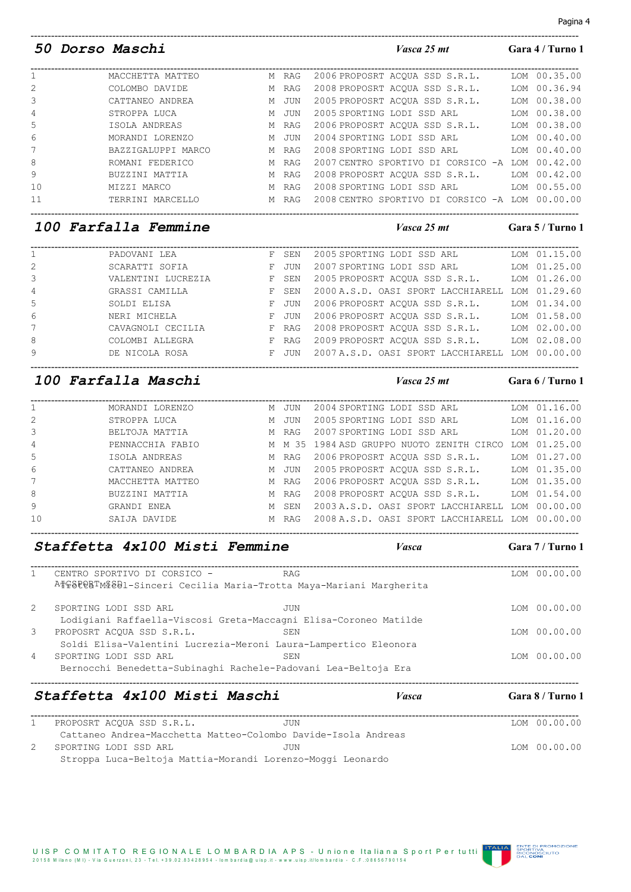## 50 Dorso Maschi

*Vasca 25 mt* — **Gara 4 / Turno 1**

| | | | | | | | |
|---|---|---|---|---|---|---|---|
| 1 | MACCHETTA MATTEO | M | RAG | 2006 | PROPOSRT ACQUA SSD S.R.L. | LOM | 00.35.00 |
| 2 | COLOMBO DAVIDE | M | RAG | 2008 | PROPOSRT ACQUA SSD S.R.L. | LOM | 00.36.94 |
| 3 | CATTANEO ANDREA | M | JUN | 2005 | PROPOSRT ACQUA SSD S.R.L. | LOM | 00.38.00 |
| 4 | STROPPA LUCA | M | JUN | 2005 | SPORTING LODI SSD ARL | LOM | 00.38.00 |
| 5 | ISOLA ANDREAS | M | RAG | 2006 | PROPOSRT ACQUA SSD S.R.L. | LOM | 00.38.00 |
| 6 | MORANDI LORENZO | M | JUN | 2004 | SPORTING LODI SSD ARL | LOM | 00.40.00 |
| 7 | BAZZIGALUPPI MARCO | M | RAG | 2008 | SPORTING LODI SSD ARL | LOM | 00.40.00 |
| 8 | ROMANI FEDERICO | M | RAG | 2007 | CENTRO SPORTIVO DI CORSICO -A | LOM | 00.42.00 |
| 9 | BUZZINI MATTIA | M | RAG | 2008 | PROPOSRT ACQUA SSD S.R.L. | LOM | 00.42.00 |
| 10 | MIZZI MARCO | M | RAG | 2008 | SPORTING LODI SSD ARL | LOM | 00.55.00 |
| 11 | TERRINI MARCELLO | M | RAG | 2008 | CENTRO SPORTIVO DI CORSICO -A | LOM | 00.00.00 |

## 100 Farfalla Femmine

*Vasca 25 mt* — **Gara 5 / Turno 1**

| | | | | | | | |
|---|---|---|---|---|---|---|---|
| 1 | PADOVANI LEA | F | SEN | 2005 | SPORTING LODI SSD ARL | LOM | 01.15.00 |
| 2 | SCARATTI SOFIA | F | JUN | 2007 | SPORTING LODI SSD ARL | LOM | 01.25.00 |
| 3 | VALENTINI LUCREZIA | F | SEN | 2005 | PROPOSRT ACQUA SSD S.R.L. | LOM | 01.26.00 |
| 4 | GRASSI CAMILLA | F | SEN | 2000 | A.S.D. OASI SPORT LACCHIARELL | LOM | 01.29.60 |
| 5 | SOLDI ELISA | F | JUN | 2006 | PROPOSRT ACQUA SSD S.R.L. | LOM | 01.34.00 |
| 6 | NERI MICHELA | F | JUN | 2006 | PROPOSRT ACQUA SSD S.R.L. | LOM | 01.58.00 |
| 7 | CAVAGNOLI CECILIA | F | RAG | 2008 | PROPOSRT ACQUA SSD S.R.L. | LOM | 02.00.00 |
| 8 | COLOMBI ALLEGRA | F | RAG | 2009 | PROPOSRT ACQUA SSD S.R.L. | LOM | 02.08.00 |
| 9 | DE NICOLA ROSA | F | JUN | 2007 | A.S.D. OASI SPORT LACCHIARELL | LOM | 00.00.00 |

## 100 Farfalla Maschi

*Vasca 25 mt* — **Gara 6 / Turno 1**

| | | | | | | | |
|---|---|---|---|---|---|---|---|
| 1 | MORANDI LORENZO | M | JUN | 2004 | SPORTING LODI SSD ARL | LOM | 01.16.00 |
| 2 | STROPPA LUCA | M | JUN | 2005 | SPORTING LODI SSD ARL | LOM | 01.16.00 |
| 3 | BELTOJA MATTIA | M | RAG | 2007 | SPORTING LODI SSD ARL | LOM | 01.20.00 |
| 4 | PENNACCHIA FABIO | M | M 35 | 1984 | ASD GRUPPO NUOTO ZENITH CIRCO | LOM | 01.25.00 |
| 5 | ISOLA ANDREAS | M | RAG | 2006 | PROPOSRT ACQUA SSD S.R.L. | LOM | 01.27.00 |
| 6 | CATTANEO ANDREA | M | JUN | 2005 | PROPOSRT ACQUA SSD S.R.L. | LOM | 01.35.00 |
| 7 | MACCHETTA MATTEO | M | RAG | 2006 | PROPOSRT ACQUA SSD S.R.L. | LOM | 01.35.00 |
| 8 | BUZZINI MATTIA | M | RAG | 2008 | PROPOSRT ACQUA SSD S.R.L. | LOM | 01.54.00 |
| 9 | GRANDI ENEA | M | SEN | 2003 | A.S.D. OASI SPORT LACCHIARELL | LOM | 00.00.00 |
| 10 | SAIJA DAVIDE | M | RAG | 2008 | A.S.D. OASI SPORT LACCHIARELL | LOM | 00.00.00 |

## Staffetta 4x100 Misti Femmine

*Vasca* — **Gara 7 / Turno 1**

| | | | | |
|---|---|---|---|---|
| 1 | CENTRO SPORTIVO DI CORSICO - ACSPORT SSD | RAG | LOM | 00.00.00 |
| | Trotta Mia-Sinceri Cecilia Maria-Trotta Maya-Mariani Margherita | | | |
| 2 | SPORTING LODI SSD ARL | JUN | LOM | 00.00.00 |
| | Lodigiani Raffaella-Viscosi Greta-Maccagni Elisa-Coroneo Matilde | | | |
| 3 | PROPOSRT ACQUA SSD S.R.L. | SEN | LOM | 00.00.00 |
| | Soldi Elisa-Valentini Lucrezia-Meroni Laura-Lampertico Eleonora | | | |
| 4 | SPORTING LODI SSD ARL | SEN | LOM | 00.00.00 |
| | Bernocchi Benedetta-Subinaghi Rachele-Padovani Lea-Beltoja Era | | | |

## Staffetta 4x100 Misti Maschi

*Vasca* — **Gara 8 / Turno 1**

| | | | | |
|---|---|---|---|---|
| 1 | PROPOSRT ACQUA SSD S.R.L. | JUN | LOM | 00.00.00 |
| | Cattaneo Andrea-Macchetta Matteo-Colombo Davide-Isola Andreas | | | |
| 2 | SPORTING LODI SSD ARL | JUN | LOM | 00.00.00 |
| | Stroppa Luca-Beltoja Mattia-Morandi Lorenzo-Moggi Leonardo | | | |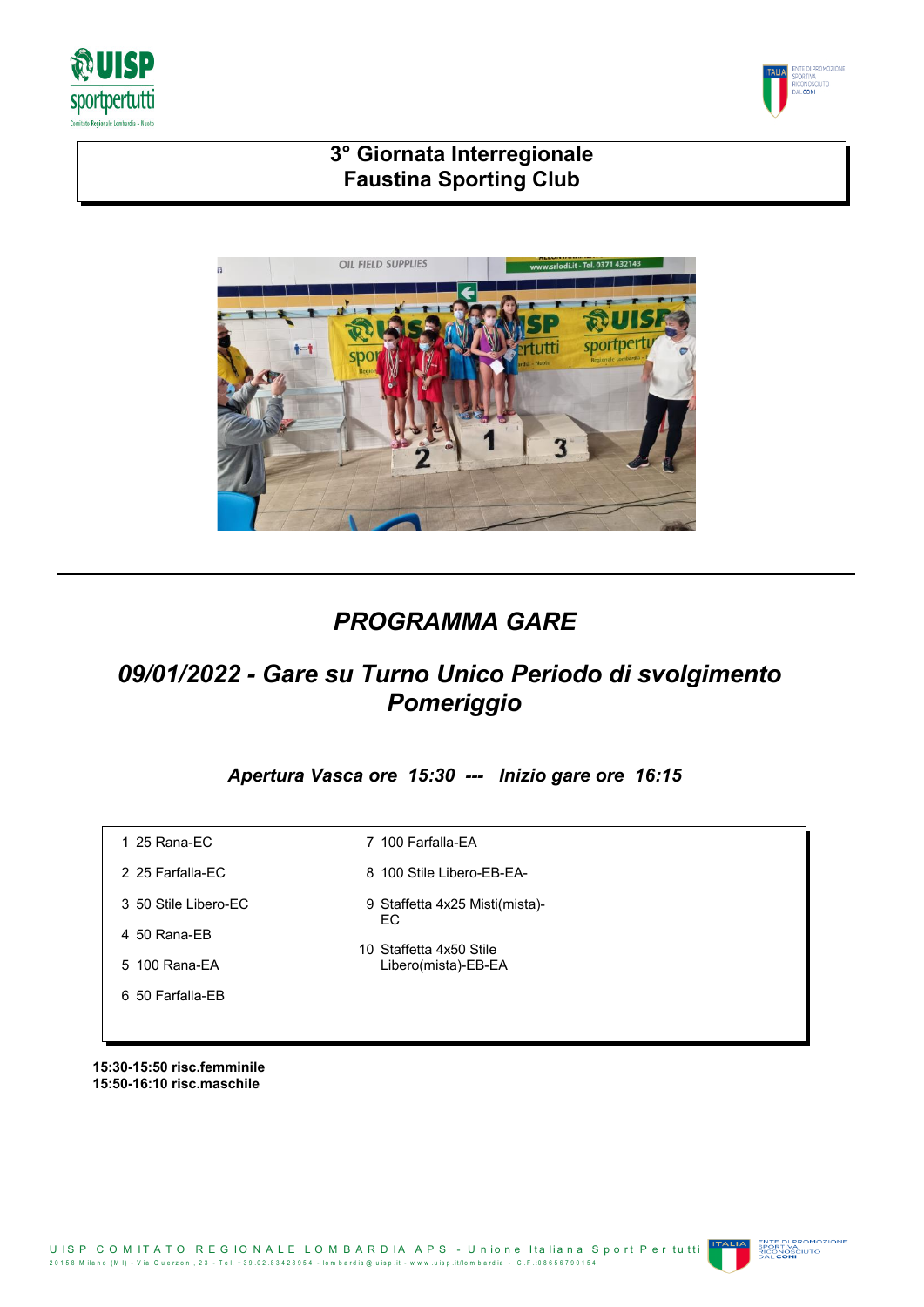# 3° Giornata Interregionale
# Faustina Sporting Club

## *PROGRAMMA GARE*

### *09/01/2022 - Gare su Turno Unico Periodo di svolgimento Pomeriggio*

***Apertura Vasca ore 15:30 --- Inizio gare ore 16:15***

1. 25 Rana-EC
2. 25 Farfalla-EC
3. 50 Stile Libero-EC
4. 50 Rana-EB
5. 100 Rana-EA
6. 50 Farfalla-EB
7. 100 Farfalla-EA
8. 100 Stile Libero-EB-EA-
9. Staffetta 4x25 Misti(mista)-EC
10. Staffetta 4x50 Stile Libero(mista)-EB-EA

**15:30-15:50 risc.femminile**
**15:50-16:10 risc.maschile**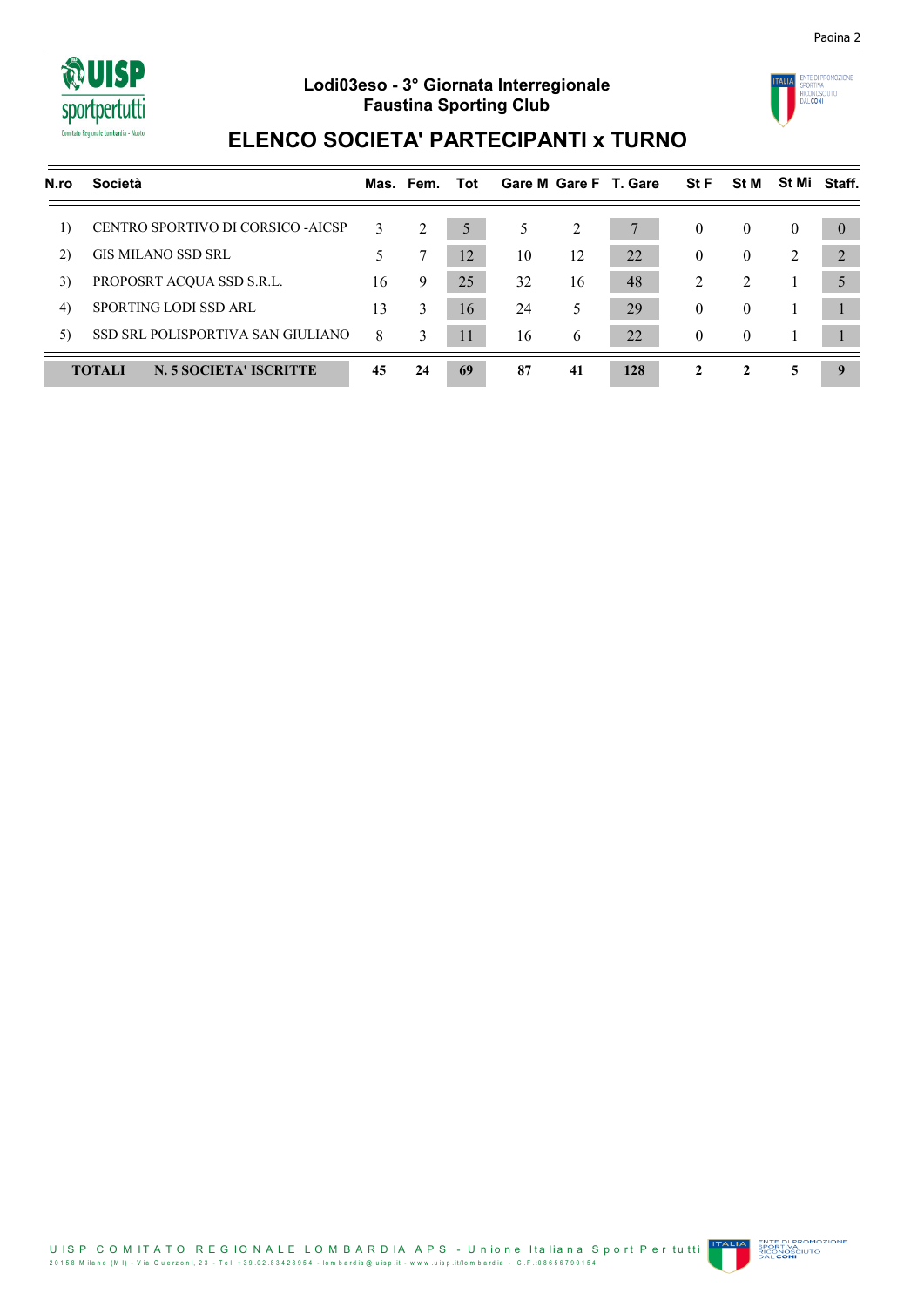**Lodi03eso - 3° Giornata Interregionale**
**Faustina Sporting Club**

# ELENCO SOCIETA' PARTECIPANTI x TURNO

| N.ro | Società | Mas. | Fem. | Tot | Gare M | Gare F | T. Gare | St F | St M | St Mi | Staff. |
|---|---|---|---|---|---|---|---|---|---|---|---|
| 1) | CENTRO SPORTIVO DI CORSICO -AICSP | 3 | 2 | 5 | 5 | 2 | 7 | 0 | 0 | 0 | 0 |
| 2) | GIS MILANO SSD SRL | 5 | 7 | 12 | 10 | 12 | 22 | 0 | 0 | 2 | 2 |
| 3) | PROPOSRT ACQUA SSD S.R.L. | 16 | 9 | 25 | 32 | 16 | 48 | 2 | 2 | 1 | 5 |
| 4) | SPORTING LODI SSD ARL | 13 | 3 | 16 | 24 | 5 | 29 | 0 | 0 | 1 | 1 |
| 5) | SSD SRL POLISPORTIVA SAN GIULIANO | 8 | 3 | 11 | 16 | 6 | 22 | 0 | 0 | 1 | 1 |
| **TOTALI** | **N. 5 SOCIETA' ISCRITTE** | **45** | **24** | **69** | **87** | **41** | **128** | **2** | **2** | **5** | **9** |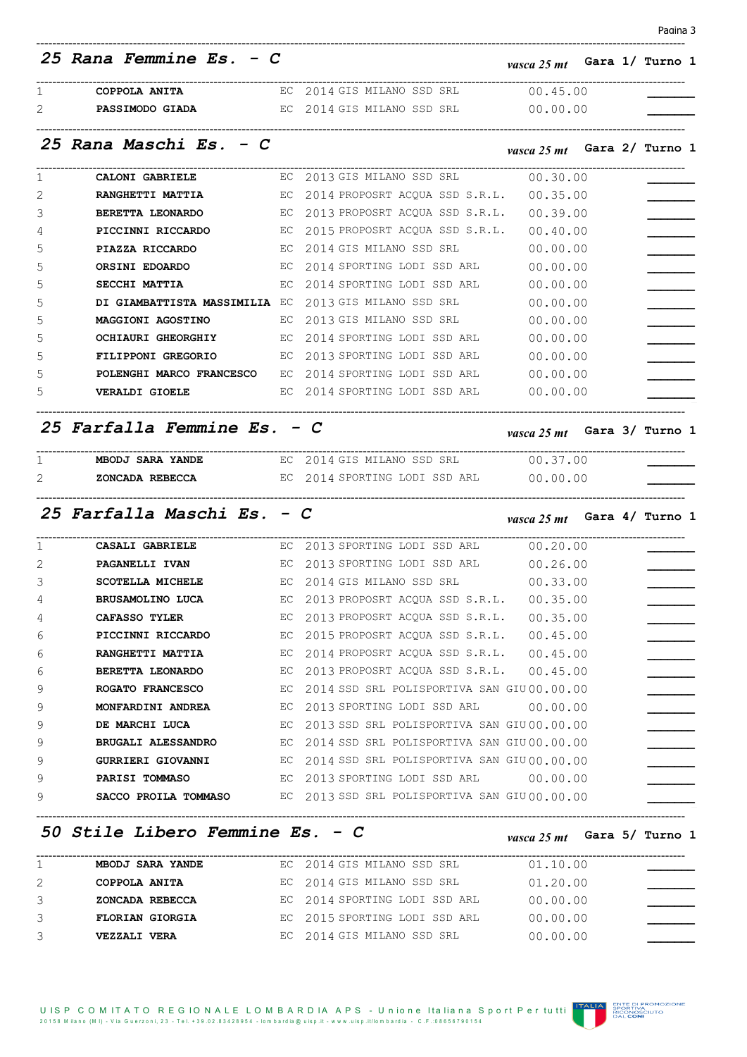## 25 Rana Femmine Es. - C

*vasca 25 mt* **Gara 1/ Turno 1**

| | | | | | | |
|---|---|---|---|---|---|---|
| 1 | **COPPOLA ANITA** | EC | 2014 | GIS MILANO SSD SRL | 00.45.00 | _______ |
| 2 | **PASSIMODO GIADA** | EC | 2014 | GIS MILANO SSD SRL | 00.00.00 | _______ |

## 25 Rana Maschi Es. - C

*vasca 25 mt* **Gara 2/ Turno 1**

| | | | | | | |
|---|---|---|---|---|---|---|
| 1 | **CALONI GABRIELE** | EC | 2013 | GIS MILANO SSD SRL | 00.30.00 | _______ |
| 2 | **RANGHETTI MATTIA** | EC | 2014 | PROPOSRT ACQUA SSD S.R.L. | 00.35.00 | _______ |
| 3 | **BERETTA LEONARDO** | EC | 2013 | PROPOSRT ACQUA SSD S.R.L. | 00.39.00 | _______ |
| 4 | **PICCINNI RICCARDO** | EC | 2015 | PROPOSRT ACQUA SSD S.R.L. | 00.40.00 | _______ |
| 5 | **PIAZZA RICCARDO** | EC | 2014 | GIS MILANO SSD SRL | 00.00.00 | _______ |
| 5 | **ORSINI EDOARDO** | EC | 2014 | SPORTING LODI SSD ARL | 00.00.00 | _______ |
| 5 | **SECCHI MATTIA** | EC | 2014 | SPORTING LODI SSD ARL | 00.00.00 | _______ |
| 5 | **DI GIAMBATTISTA MASSIMILIA** | EC | 2013 | GIS MILANO SSD SRL | 00.00.00 | _______ |
| 5 | **MAGGIONI AGOSTINO** | EC | 2013 | GIS MILANO SSD SRL | 00.00.00 | _______ |
| 5 | **OCHIAURI GHEORGHIY** | EC | 2014 | SPORTING LODI SSD ARL | 00.00.00 | _______ |
| 5 | **FILIPPONI GREGORIO** | EC | 2013 | SPORTING LODI SSD ARL | 00.00.00 | _______ |
| 5 | **POLENGHI MARCO FRANCESCO** | EC | 2014 | SPORTING LODI SSD ARL | 00.00.00 | _______ |
| 5 | **VERALDI GIOELE** | EC | 2014 | SPORTING LODI SSD ARL | 00.00.00 | _______ |

## 25 Farfalla Femmine Es. - C

*vasca 25 mt* **Gara 3/ Turno 1**

| | | | | | | |
|---|---|---|---|---|---|---|
| 1 | **MBODJ SARA YANDE** | EC | 2014 | GIS MILANO SSD SRL | 00.37.00 | _______ |
| 2 | **ZONCADA REBECCA** | EC | 2014 | SPORTING LODI SSD ARL | 00.00.00 | _______ |

## 25 Farfalla Maschi Es. - C

*vasca 25 mt* **Gara 4/ Turno 1**

| | | | | | | |
|---|---|---|---|---|---|---|
| 1 | **CASALI GABRIELE** | EC | 2013 | SPORTING LODI SSD ARL | 00.20.00 | _______ |
| 2 | **PAGANELLI IVAN** | EC | 2013 | SPORTING LODI SSD ARL | 00.26.00 | _______ |
| 3 | **SCOTELLA MICHELE** | EC | 2014 | GIS MILANO SSD SRL | 00.33.00 | _______ |
| 4 | **BRUSAMOLINO LUCA** | EC | 2013 | PROPOSRT ACQUA SSD S.R.L. | 00.35.00 | _______ |
| 4 | **CAFASSO TYLER** | EC | 2013 | PROPOSRT ACQUA SSD S.R.L. | 00.35.00 | _______ |
| 6 | **PICCINNI RICCARDO** | EC | 2015 | PROPOSRT ACQUA SSD S.R.L. | 00.45.00 | _______ |
| 6 | **RANGHETTI MATTIA** | EC | 2014 | PROPOSRT ACQUA SSD S.R.L. | 00.45.00 | _______ |
| 6 | **BERETTA LEONARDO** | EC | 2013 | PROPOSRT ACQUA SSD S.R.L. | 00.45.00 | _______ |
| 9 | **ROGATO FRANCESCO** | EC | 2014 | SSD SRL POLISPORTIVA SAN GIU | 00.00.00 | _______ |
| 9 | **MONFARDINI ANDREA** | EC | 2013 | SPORTING LODI SSD ARL | 00.00.00 | _______ |
| 9 | **DE MARCHI LUCA** | EC | 2013 | SSD SRL POLISPORTIVA SAN GIU | 00.00.00 | _______ |
| 9 | **BRUGALI ALESSANDRO** | EC | 2014 | SSD SRL POLISPORTIVA SAN GIU | 00.00.00 | _______ |
| 9 | **GURRIERI GIOVANNI** | EC | 2014 | SSD SRL POLISPORTIVA SAN GIU | 00.00.00 | _______ |
| 9 | **PARISI TOMMASO** | EC | 2013 | SPORTING LODI SSD ARL | 00.00.00 | _______ |
| 9 | **SACCO PROILA TOMMASO** | EC | 2013 | SSD SRL POLISPORTIVA SAN GIU | 00.00.00 | _______ |

## 50 Stile Libero Femmine Es. - C

*vasca 25 mt* **Gara 5/ Turno 1**

| | | | | | | |
|---|---|---|---|---|---|---|
| 1 | **MBODJ SARA YANDE** | EC | 2014 | GIS MILANO SSD SRL | 01.10.00 | _______ |
| 2 | **COPPOLA ANITA** | EC | 2014 | GIS MILANO SSD SRL | 01.20.00 | _______ |
| 3 | **ZONCADA REBECCA** | EC | 2014 | SPORTING LODI SSD ARL | 00.00.00 | _______ |
| 3 | **FLORIAN GIORGIA** | EC | 2015 | SPORTING LODI SSD ARL | 00.00.00 | _______ |
| 3 | **VEZZALI VERA** | EC | 2014 | GIS MILANO SSD SRL | 00.00.00 | _______ |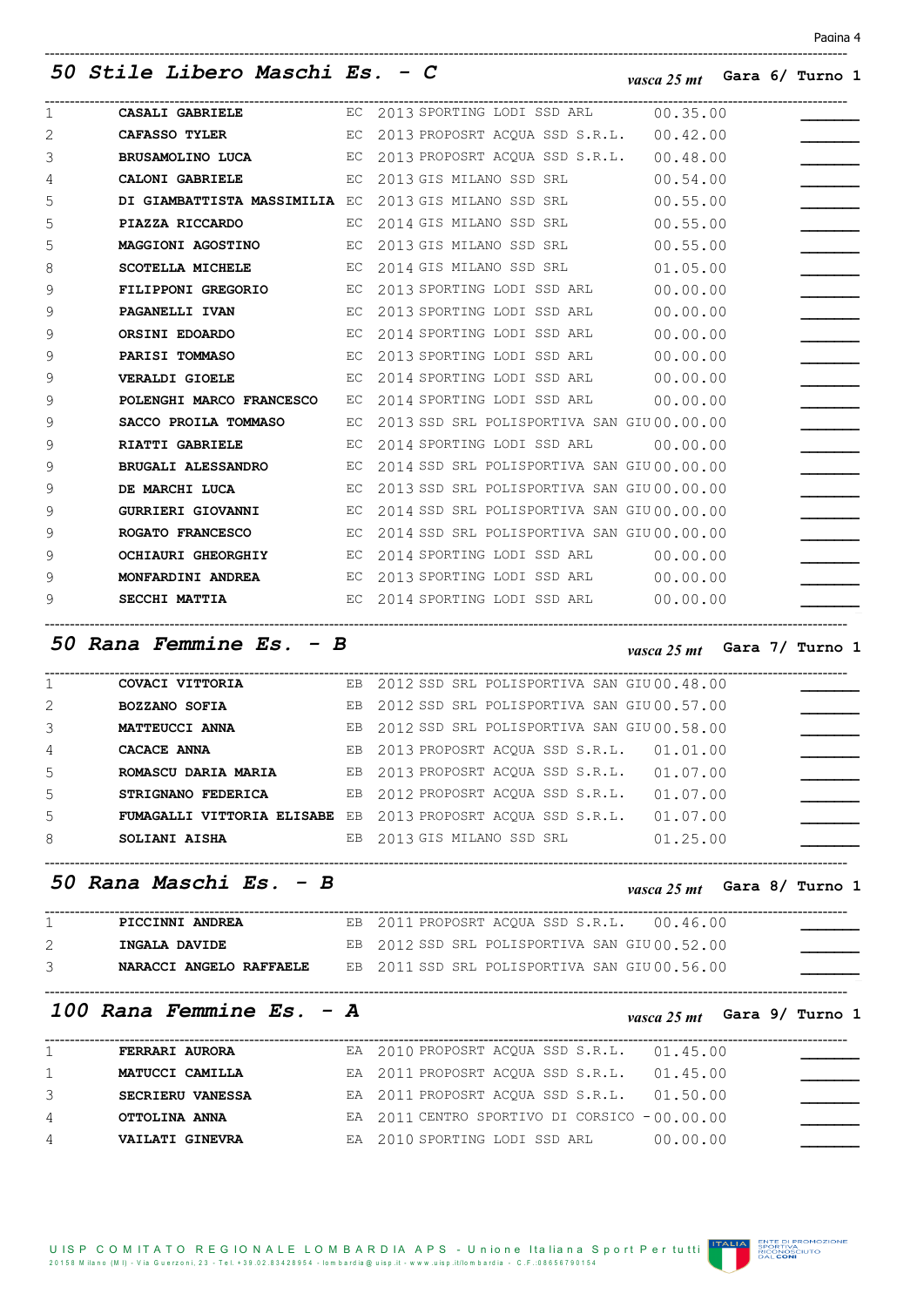## 50 Stile Libero Maschi Es. - C

*vasca 25 mt* **Gara 6/ Turno 1**

| | | | | | | |
|---|---|---|---|---|---|---|
| 1 | **CASALI GABRIELE** | EC | 2013 | SPORTING LODI SSD ARL | 00.35.00 | _______ |
| 2 | **CAFASSO TYLER** | EC | 2013 | PROPOSRT ACQUA SSD S.R.L. | 00.42.00 | _______ |
| 3 | **BRUSAMOLINO LUCA** | EC | 2013 | PROPOSRT ACQUA SSD S.R.L. | 00.48.00 | _______ |
| 4 | **CALONI GABRIELE** | EC | 2013 | GIS MILANO SSD SRL | 00.54.00 | _______ |
| 5 | **DI GIAMBATTISTA MASSIMILIA** | EC | 2013 | GIS MILANO SSD SRL | 00.55.00 | _______ |
| 5 | **PIAZZA RICCARDO** | EC | 2014 | GIS MILANO SSD SRL | 00.55.00 | _______ |
| 5 | **MAGGIONI AGOSTINO** | EC | 2013 | GIS MILANO SSD SRL | 00.55.00 | _______ |
| 8 | **SCOTELLA MICHELE** | EC | 2014 | GIS MILANO SSD SRL | 01.05.00 | _______ |
| 9 | **FILIPPONI GREGORIO** | EC | 2013 | SPORTING LODI SSD ARL | 00.00.00 | _______ |
| 9 | **PAGANELLI IVAN** | EC | 2013 | SPORTING LODI SSD ARL | 00.00.00 | _______ |
| 9 | **ORSINI EDOARDO** | EC | 2014 | SPORTING LODI SSD ARL | 00.00.00 | _______ |
| 9 | **PARISI TOMMASO** | EC | 2013 | SPORTING LODI SSD ARL | 00.00.00 | _______ |
| 9 | **VERALDI GIOELE** | EC | 2014 | SPORTING LODI SSD ARL | 00.00.00 | _______ |
| 9 | **POLENGHI MARCO FRANCESCO** | EC | 2014 | SPORTING LODI SSD ARL | 00.00.00 | _______ |
| 9 | **SACCO PROILA TOMMASO** | EC | 2013 | SSD SRL POLISPORTIVA SAN GIU | 00.00.00 | _______ |
| 9 | **RIATTI GABRIELE** | EC | 2014 | SPORTING LODI SSD ARL | 00.00.00 | _______ |
| 9 | **BRUGALI ALESSANDRO** | EC | 2014 | SSD SRL POLISPORTIVA SAN GIU | 00.00.00 | _______ |
| 9 | **DE MARCHI LUCA** | EC | 2013 | SSD SRL POLISPORTIVA SAN GIU | 00.00.00 | _______ |
| 9 | **GURRIERI GIOVANNI** | EC | 2014 | SSD SRL POLISPORTIVA SAN GIU | 00.00.00 | _______ |
| 9 | **ROGATO FRANCESCO** | EC | 2014 | SSD SRL POLISPORTIVA SAN GIU | 00.00.00 | _______ |
| 9 | **OCHIAURI GHEORGHIY** | EC | 2014 | SPORTING LODI SSD ARL | 00.00.00 | _______ |
| 9 | **MONFARDINI ANDREA** | EC | 2013 | SPORTING LODI SSD ARL | 00.00.00 | _______ |
| 9 | **SECCHI MATTIA** | EC | 2014 | SPORTING LODI SSD ARL | 00.00.00 | _______ |

## 50 Rana Femmine Es. - B

*vasca 25 mt* **Gara 7/ Turno 1**

| | | | | | | |
|---|---|---|---|---|---|---|
| 1 | **COVACI VITTORIA** | EB | 2012 | SSD SRL POLISPORTIVA SAN GIU | 00.48.00 | _______ |
| 2 | **BOZZANO SOFIA** | EB | 2012 | SSD SRL POLISPORTIVA SAN GIU | 00.57.00 | _______ |
| 3 | **MATTEUCCI ANNA** | EB | 2012 | SSD SRL POLISPORTIVA SAN GIU | 00.58.00 | _______ |
| 4 | **CACACE ANNA** | EB | 2013 | PROPOSRT ACQUA SSD S.R.L. | 01.01.00 | _______ |
| 5 | **ROMASCU DARIA MARIA** | EB | 2013 | PROPOSRT ACQUA SSD S.R.L. | 01.07.00 | _______ |
| 5 | **STRIGNANO FEDERICA** | EB | 2012 | PROPOSRT ACQUA SSD S.R.L. | 01.07.00 | _______ |
| 5 | **FUMAGALLI VITTORIA ELISABE** | EB | 2013 | PROPOSRT ACQUA SSD S.R.L. | 01.07.00 | _______ |
| 8 | **SOLIANI AISHA** | EB | 2013 | GIS MILANO SSD SRL | 01.25.00 | _______ |

## 50 Rana Maschi Es. - B

*vasca 25 mt* **Gara 8/ Turno 1**

| | | | | | | |
|---|---|---|---|---|---|---|
| 1 | **PICCINNI ANDREA** | EB | 2011 | PROPOSRT ACQUA SSD S.R.L. | 00.46.00 | _______ |
| 2 | **INGALA DAVIDE** | EB | 2012 | SSD SRL POLISPORTIVA SAN GIU | 00.52.00 | _______ |
| 3 | **NARACCI ANGELO RAFFAELE** | EB | 2011 | SSD SRL POLISPORTIVA SAN GIU | 00.56.00 | _______ |

## 100 Rana Femmine Es. - A

*vasca 25 mt* **Gara 9/ Turno 1**

| | | | | | | |
|---|---|---|---|---|---|---|
| 1 | **FERRARI AURORA** | EA | 2010 | PROPOSRT ACQUA SSD S.R.L. | 01.45.00 | _______ |
| 1 | **MATUCCI CAMILLA** | EA | 2011 | PROPOSRT ACQUA SSD S.R.L. | 01.45.00 | _______ |
| 3 | **SECRIERU VANESSA** | EA | 2011 | PROPOSRT ACQUA SSD S.R.L. | 01.50.00 | _______ |
| 4 | **OTTOLINA ANNA** | EA | 2011 | CENTRO SPORTIVO DI CORSICO - | 00.00.00 | _______ |
| 4 | **VAILATI GINEVRA** | EA | 2010 | SPORTING LODI SSD ARL | 00.00.00 | _______ |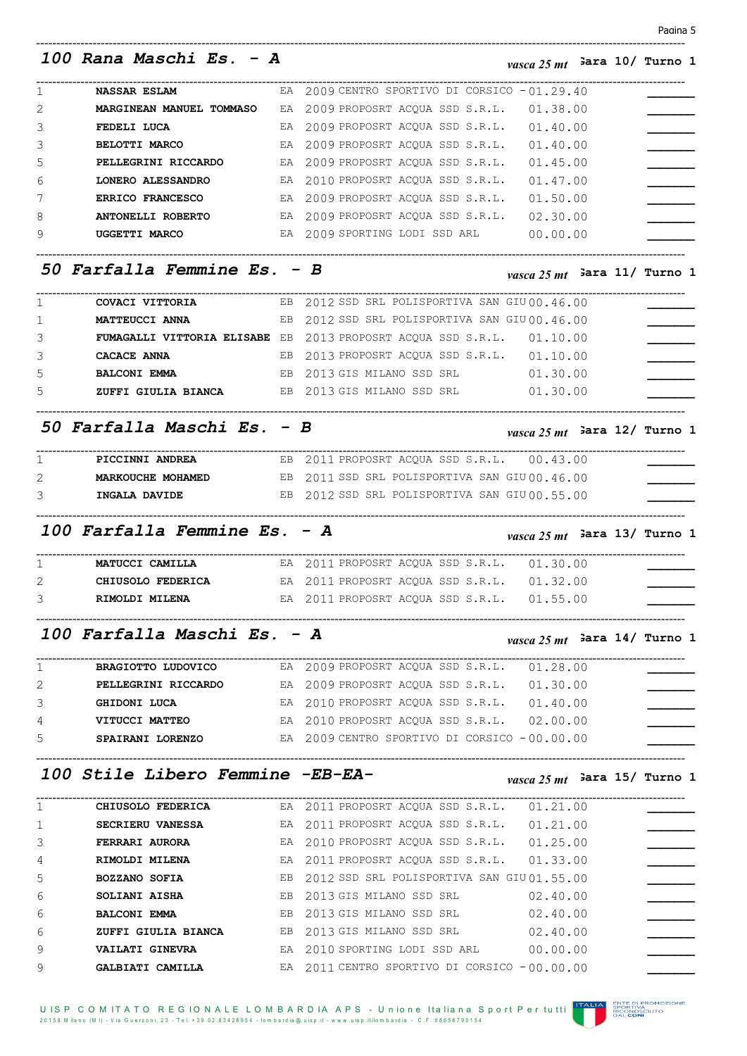## 100 Rana Maschi Es. - A

*vasca 25 mt* Gara 10/ Turno 1

| | | | | | | |
|---|---|---|---|---|---|---|
| 1 | **NASSAR ESLAM** | EA | 2009 | CENTRO SPORTIVO DI CORSICO - | 01.29.40 | _______ |
| 2 | **MARGINEAN MANUEL TOMMASO** | EA | 2009 | PROPOSRT ACQUA SSD S.R.L. | 01.38.00 | _______ |
| 3 | **FEDELI LUCA** | EA | 2009 | PROPOSRT ACQUA SSD S.R.L. | 01.40.00 | _______ |
| 3 | **BELOTTI MARCO** | EA | 2009 | PROPOSRT ACQUA SSD S.R.L. | 01.40.00 | _______ |
| 5 | **PELLEGRINI RICCARDO** | EA | 2009 | PROPOSRT ACQUA SSD S.R.L. | 01.45.00 | _______ |
| 6 | **LONERO ALESSANDRO** | EA | 2010 | PROPOSRT ACQUA SSD S.R.L. | 01.47.00 | _______ |
| 7 | **ERRICO FRANCESCO** | EA | 2009 | PROPOSRT ACQUA SSD S.R.L. | 01.50.00 | _______ |
| 8 | **ANTONELLI ROBERTO** | EA | 2009 | PROPOSRT ACQUA SSD S.R.L. | 02.30.00 | _______ |
| 9 | **UGGETTI MARCO** | EA | 2009 | SPORTING LODI SSD ARL | 00.00.00 | _______ |

## 50 Farfalla Femmine Es. - B

*vasca 25 mt* Gara 11/ Turno 1

| | | | | | | |
|---|---|---|---|---|---|---|
| 1 | **COVACI VITTORIA** | EB | 2012 | SSD SRL POLISPORTIVA SAN GIU | 00.46.00 | _______ |
| 1 | **MATTEUCCI ANNA** | EB | 2012 | SSD SRL POLISPORTIVA SAN GIU | 00.46.00 | _______ |
| 3 | **FUMAGALLI VITTORIA ELISABE** | EB | 2013 | PROPOSRT ACQUA SSD S.R.L. | 01.10.00 | _______ |
| 3 | **CACACE ANNA** | EB | 2013 | PROPOSRT ACQUA SSD S.R.L. | 01.10.00 | _______ |
| 5 | **BALCONI EMMA** | EB | 2013 | GIS MILANO SSD SRL | 01.30.00 | _______ |
| 5 | **ZUFFI GIULIA BIANCA** | EB | 2013 | GIS MILANO SSD SRL | 01.30.00 | _______ |

## 50 Farfalla Maschi Es. - B

*vasca 25 mt* Gara 12/ Turno 1

| | | | | | | |
|---|---|---|---|---|---|---|
| 1 | **PICCINNI ANDREA** | EB | 2011 | PROPOSRT ACQUA SSD S.R.L. | 00.43.00 | _______ |
| 2 | **MARKOUCHE MOHAMED** | EB | 2011 | SSD SRL POLISPORTIVA SAN GIU | 00.46.00 | _______ |
| 3 | **INGALA DAVIDE** | EB | 2012 | SSD SRL POLISPORTIVA SAN GIU | 00.55.00 | _______ |

## 100 Farfalla Femmine Es. - A

*vasca 25 mt* Gara 13/ Turno 1

| | | | | | | |
|---|---|---|---|---|---|---|
| 1 | **MATUCCI CAMILLA** | EA | 2011 | PROPOSRT ACQUA SSD S.R.L. | 01.30.00 | _______ |
| 2 | **CHIUSOLO FEDERICA** | EA | 2011 | PROPOSRT ACQUA SSD S.R.L. | 01.32.00 | _______ |
| 3 | **RIMOLDI MILENA** | EA | 2011 | PROPOSRT ACQUA SSD S.R.L. | 01.55.00 | _______ |

## 100 Farfalla Maschi Es. - A

*vasca 25 mt* Gara 14/ Turno 1

| | | | | | | |
|---|---|---|---|---|---|---|
| 1 | **BRAGIOTTO LUDOVICO** | EA | 2009 | PROPOSRT ACQUA SSD S.R.L. | 01.28.00 | _______ |
| 2 | **PELLEGRINI RICCARDO** | EA | 2009 | PROPOSRT ACQUA SSD S.R.L. | 01.30.00 | _______ |
| 3 | **GHIDONI LUCA** | EA | 2010 | PROPOSRT ACQUA SSD S.R.L. | 01.40.00 | _______ |
| 4 | **VITUCCI MATTEO** | EA | 2010 | PROPOSRT ACQUA SSD S.R.L. | 02.00.00 | _______ |
| 5 | **SPAIRANI LORENZO** | EA | 2009 | CENTRO SPORTIVO DI CORSICO - | 00.00.00 | _______ |

## 100 Stile Libero Femmine -EB-EA-

*vasca 25 mt* Gara 15/ Turno 1

| | | | | | | |
|---|---|---|---|---|---|---|
| 1 | **CHIUSOLO FEDERICA** | EA | 2011 | PROPOSRT ACQUA SSD S.R.L. | 01.21.00 | _______ |
| 1 | **SECRIERU VANESSA** | EA | 2011 | PROPOSRT ACQUA SSD S.R.L. | 01.21.00 | _______ |
| 3 | **FERRARI AURORA** | EA | 2010 | PROPOSRT ACQUA SSD S.R.L. | 01.25.00 | _______ |
| 4 | **RIMOLDI MILENA** | EA | 2011 | PROPOSRT ACQUA SSD S.R.L. | 01.33.00 | _______ |
| 5 | **BOZZANO SOFIA** | EB | 2012 | SSD SRL POLISPORTIVA SAN GIU | 01.55.00 | _______ |
| 6 | **SOLIANI AISHA** | EB | 2013 | GIS MILANO SSD SRL | 02.40.00 | _______ |
| 6 | **BALCONI EMMA** | EB | 2013 | GIS MILANO SSD SRL | 02.40.00 | _______ |
| 6 | **ZUFFI GIULIA BIANCA** | EB | 2013 | GIS MILANO SSD SRL | 02.40.00 | _______ |
| 9 | **VAILATI GINEVRA** | EA | 2010 | SPORTING LODI SSD ARL | 00.00.00 | _______ |
| 9 | **GALBIATI CAMILLA** | EA | 2011 | CENTRO SPORTIVO DI CORSICO - | 00.00.00 | _______ |

UISP COMITATO REGIONALE LOMBARDIA APS - Unione Italiana Sport Per tutti
20158 Milano (MI) - Via Guerzoni, 23 - Tel. +39.02.83428954 - lombardia@uisp.it - www.uisp.it/lombardia - C.F.:08656790154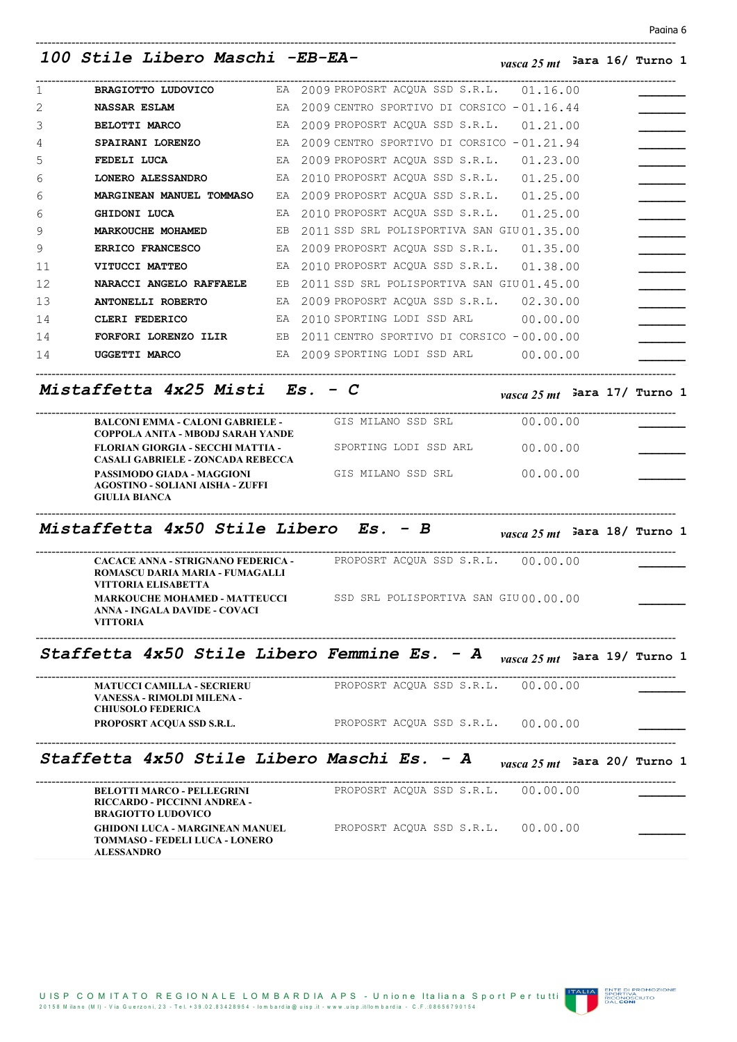## 100 Stile Libero Maschi -EB-EA-

*vasca 25 mt* Gara 16/ Turno 1

| | | | | | | |
|---|---|---|---|---|---|---|
| 1 | **BRAGIOTTO LUDOVICO** | EA | 2009 | PROPOSRT ACQUA SSD S.R.L. | 01.16.00 | _______ |
| 2 | **NASSAR ESLAM** | EA | 2009 | CENTRO SPORTIVO DI CORSICO - | 01.16.44 | _______ |
| 3 | **BELOTTI MARCO** | EA | 2009 | PROPOSRT ACQUA SSD S.R.L. | 01.21.00 | _______ |
| 4 | **SPAIRANI LORENZO** | EA | 2009 | CENTRO SPORTIVO DI CORSICO - | 01.21.94 | _______ |
| 5 | **FEDELI LUCA** | EA | 2009 | PROPOSRT ACQUA SSD S.R.L. | 01.23.00 | _______ |
| 6 | **LONERO ALESSANDRO** | EA | 2010 | PROPOSRT ACQUA SSD S.R.L. | 01.25.00 | _______ |
| 6 | **MARGINEAN MANUEL TOMMASO** | EA | 2009 | PROPOSRT ACQUA SSD S.R.L. | 01.25.00 | _______ |
| 6 | **GHIDONI LUCA** | EA | 2010 | PROPOSRT ACQUA SSD S.R.L. | 01.25.00 | _______ |
| 9 | **MARKOUCHE MOHAMED** | EB | 2011 | SSD SRL POLISPORTIVA SAN GIU | 01.35.00 | _______ |
| 9 | **ERRICO FRANCESCO** | EA | 2009 | PROPOSRT ACQUA SSD S.R.L. | 01.35.00 | _______ |
| 11 | **VITUCCI MATTEO** | EA | 2010 | PROPOSRT ACQUA SSD S.R.L. | 01.38.00 | _______ |
| 12 | **NARACCI ANGELO RAFFAELE** | EB | 2011 | SSD SRL POLISPORTIVA SAN GIU | 01.45.00 | _______ |
| 13 | **ANTONELLI ROBERTO** | EA | 2009 | PROPOSRT ACQUA SSD S.R.L. | 02.30.00 | _______ |
| 14 | **CLERI FEDERICO** | EA | 2010 | SPORTING LODI SSD ARL | 00.00.00 | _______ |
| 14 | **FORFORI LORENZO ILIR** | EB | 2011 | CENTRO SPORTIVO DI CORSICO - | 00.00.00 | _______ |
| 14 | **UGGETTI MARCO** | EA | 2009 | SPORTING LODI SSD ARL | 00.00.00 | _______ |

## Mistaffetta 4x25 Misti Es. - C

*vasca 25 mt* Gara 17/ Turno 1

| | | | |
|---|---|---|---|
| **BALCONI EMMA - CALONI GABRIELE - COPPOLA ANITA - MBODJ SARAH YANDE** | GIS MILANO SSD SRL | 00.00.00 | _______ |
| **FLORIAN GIORGIA - SECCHI MATTIA - CASALI GABRIELE - ZONCADA REBECCA** | SPORTING LODI SSD ARL | 00.00.00 | _______ |
| **PASSIMODO GIADA - MAGGIONI AGOSTINO - SOLIANI AISHA - ZUFFI GIULIA BIANCA** | GIS MILANO SSD SRL | 00.00.00 | _______ |

## Mistaffetta 4x50 Stile Libero Es. - B

*vasca 25 mt* Gara 18/ Turno 1

| | | | |
|---|---|---|---|
| **CACACE ANNA - STRIGNANO FEDERICA - ROMASCU DARIA MARIA - FUMAGALLI VITTORIA ELISABETTA** | PROPOSRT ACQUA SSD S.R.L. | 00.00.00 | _______ |
| **MARKOUCHE MOHAMED - MATTEUCCI ANNA - INGALA DAVIDE - COVACI VITTORIA** | SSD SRL POLISPORTIVA SAN GIU | 00.00.00 | _______ |

## Staffetta 4x50 Stile Libero Femmine Es. - A

*vasca 25 mt* Gara 19/ Turno 1

| | | | |
|---|---|---|---|
| **MATUCCI CAMILLA - SECRIERU VANESSA - RIMOLDI MILENA - CHIUSOLO FEDERICA** | PROPOSRT ACQUA SSD S.R.L. | 00.00.00 | _______ |
| **PROPOSRT ACQUA SSD S.R.L.** | PROPOSRT ACQUA SSD S.R.L. | 00.00.00 | _______ |

## Staffetta 4x50 Stile Libero Maschi Es. - A

*vasca 25 mt* Gara 20/ Turno 1

| | | | |
|---|---|---|---|
| **BELOTTI MARCO - PELLEGRINI RICCARDO - PICCINNI ANDREA - BRAGIOTTO LUDOVICO** | PROPOSRT ACQUA SSD S.R.L. | 00.00.00 | _______ |
| **GHIDONI LUCA - MARGINEAN MANUEL TOMMASO - FEDELI LUCA - LONERO ALESSANDRO** | PROPOSRT ACQUA SSD S.R.L. | 00.00.00 | _______ |